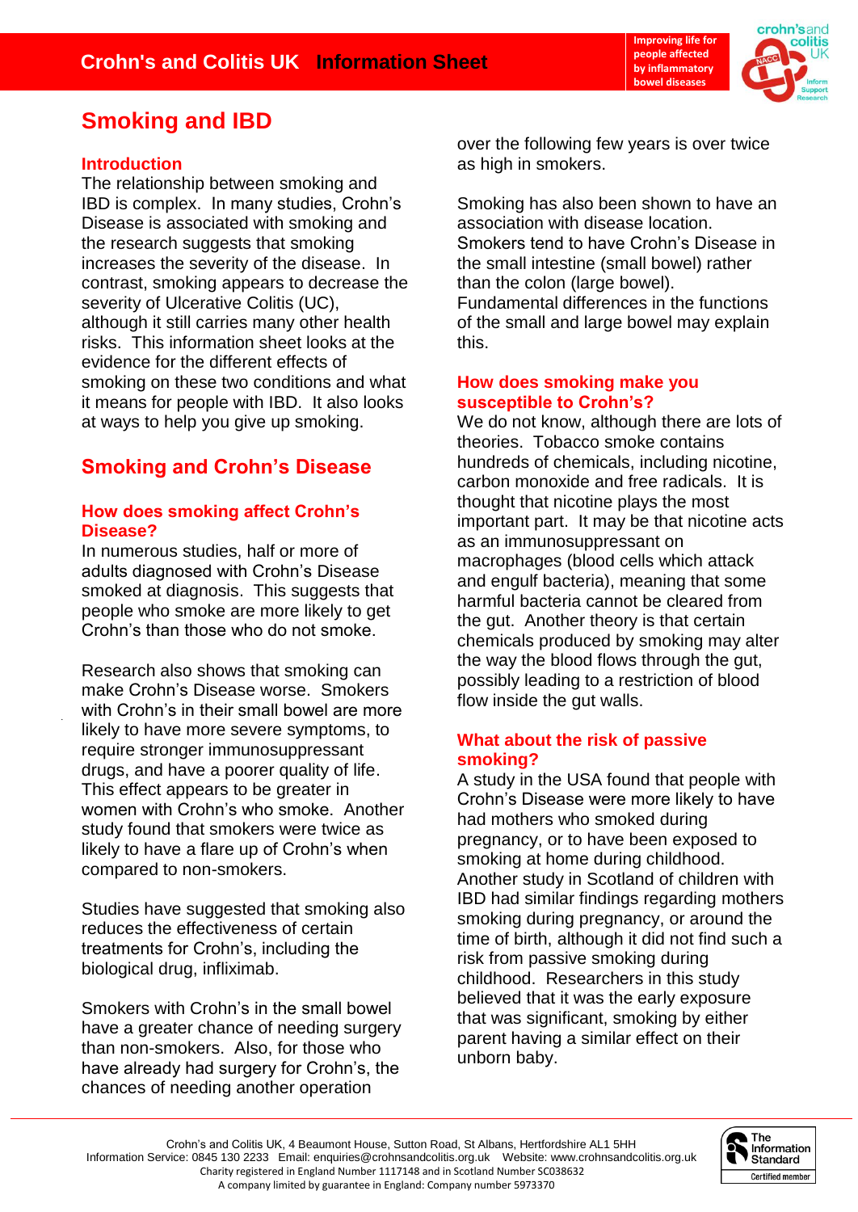# Smoking and IBD

## Introduction

The relationship between smoking and IBD is complex. In many studies, Crohn's Disease is associated with smoking and the research suggests that smoking increases the severity of the disease. In contrast, smoking appears to decrease the severity of Ulcerative Colitis (UC), although it still carries many other health risks. This information sheet looks at the evidence for the different effects of smoking on these two conditions and what it means for people with IBD. It also looks at ways to help you give up smoking.

## Smoking and Crohn's Disease

### How does smoking affect Crohn's Disease?

In numerous studies, half or more of adults diagnosed with Crohn's Disease smoked at diagnosis. This suggests that people who smoke are more likely to get Crohn's than those who do not smoke.

Research also shows that smoking can make Crohn's Disease worse. Smokers with Crohn's in their small bowel are more likely to have more severe symptoms, to require stronger immunosuppressant drugs, and have a poorer quality of life. This effect appears to be greater in women with Crohn's who smoke. Another study found that smokers were twice as likely to have a flare up of Crohn's when compared to non-smokers.

Studies have suggested that smoking also reduces the effectiveness of certain treatments for Crohn's, including the biological drug, infliximab.

Smokers with Crohn's in the small bowel have a greater chance of needing surgery than non-smokers. Also, for those who have already had surgery for Crohn's, the chances of needing another operation over the following few years is over twice as high in smokers.

Smoking has also been shown to have an association with disease location. Smokers tend to have Crohn's Disease in the small intestine (small bowel) rather than the colon (large bowel). Fundamental differences in the functions of the small and large bowel may explain this.

### How does smoking make you susceptible to Crohn's?

We do not know, although there are lots of theories. Tobacco smoke contains hundreds of chemicals, including nicotine, carbon monoxide and free radicals. It is thought that nicotine plays the most important part. It may be that nicotine acts as an immunosuppressant on macrophages (blood cells which attack and engulf bacteria), meaning that some harmful bacteria cannot be cleared from the gut. Another theory is that certain chemicals produced by smoking may alter the way the blood flows through the gut, possibly leading to a restriction of blood flow inside the gut walls.

### What about the risk of passive smoking?

A study in the USA found that people with Crohn's Disease were more likely to have had mothers who smoked during pregnancy, or to have been exposed to smoking at home during childhood. Another study in Scotland of children with IBD had similar findings regarding mothers smoking during pregnancy, or around the time of birth, although it did not find such a risk from passive smoking during childhood. Researchers in this study believed that it was the early exposure that was significant, smoking by either parent having a similar effect on their unborn baby.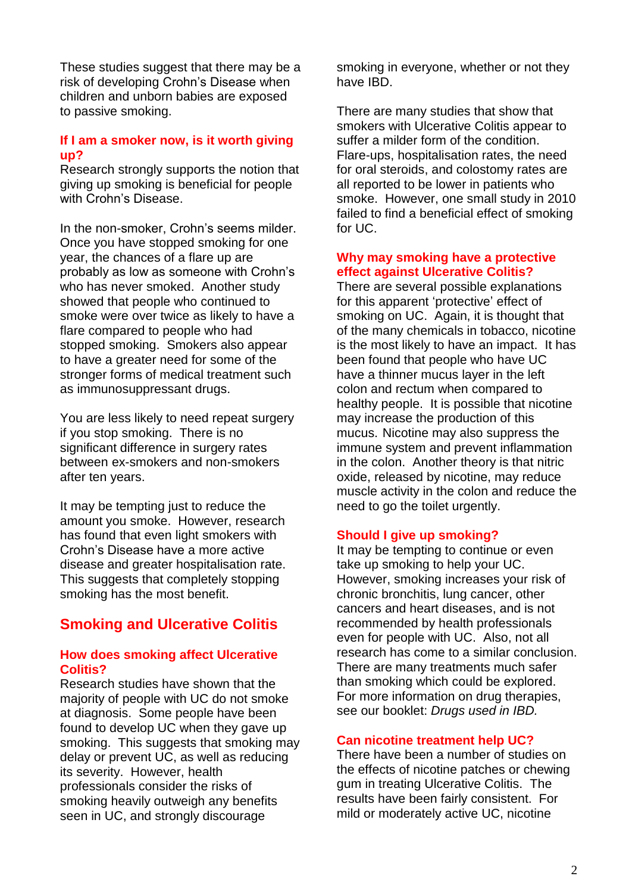These studies suggest that there may be a risk of developing Crohn's Disease when children and unborn babies are exposed to passive smoking.

### If I am a smoker now, is it worth giving up?

Research strongly supports the notion that giving up smoking is beneficial for people with Crohn's Disease.

In the non-smoker, Crohn's seems milder. Once you have stopped smoking for one year, the chances of a flare up are probably as low as someone with Crohn's who has never smoked. Another study showed that people who continued to smoke were over twice as likely to have a flare compared to people who had stopped smoking. Smokers also appear to have a greater need for some of the stronger forms of medical treatment such as immunosuppressant drugs.

You are less likely to need repeat surgery if you stop smoking. There is no significant difference in surgery rates between ex-smokers and non-smokers after ten years.

It may be tempting just to reduce the amount you smoke. However, research has found that even light smokers with Crohn's Disease have a more active disease and greater hospitalisation rate. This suggests that completely stopping smoking has the most benefit.

## Smoking and Ulcerative Colitis

### How does smoking affect Ulcerative Colitis?

Research studies have shown that the majority of people with UC do not smoke at diagnosis. Some people have been found to develop UC when they gave up smoking. This suggests that smoking may delay or prevent UC, as well as reducing its severity. However, health professionals consider the risks of smoking heavily outweigh any benefits seen in UC, and strongly discourage smoking in everyone, whether or not they have IBD.

There are many studies that show that smokers with Ulcerative Colitis appear to suffer a milder form of the condition. Flare-ups, hospitalisation rates, the need for oral steroids, and colostomy rates are all reported to be lower in patients who smoke. However, one small study in 2010 failed to find a beneficial effect of smoking for UC.

### Why may smoking have a protective effect against Ulcerative Colitis?

There are several possible explanations for this apparent 'protective' effect of smoking on UC. Again, it is thought that of the many chemicals in tobacco, nicotine is the most likely to have an impact. It has been found that people who have UC have a thinner mucus layer in the left colon and rectum when compared to healthy people. It is possible that nicotine may increase the production of this mucus. Nicotine may also suppress the immune system and prevent inflammation in the colon. Another theory is that nitric oxide, released by nicotine, may reduce muscle activity in the colon and reduce the need to go the toilet urgently.

### Should I give up smoking?

It may be tempting to continue or even take up smoking to help your UC. However, smoking increases your risk of chronic bronchitis, lung cancer, other cancers and heart diseases, and is not recommended by health professionals even for people with UC. Also, not all research has come to a similar conclusion. There are many treatments much safer than smoking which could be explored. For more information on drug therapies, see our booklet: *Drugs used in IBD.*

### Can nicotine treatment help UC?

There have been a number of studies on the effects of nicotine patches or chewing gum in treating Ulcerative Colitis. The results have been fairly consistent. For mild or moderately active UC, nicotine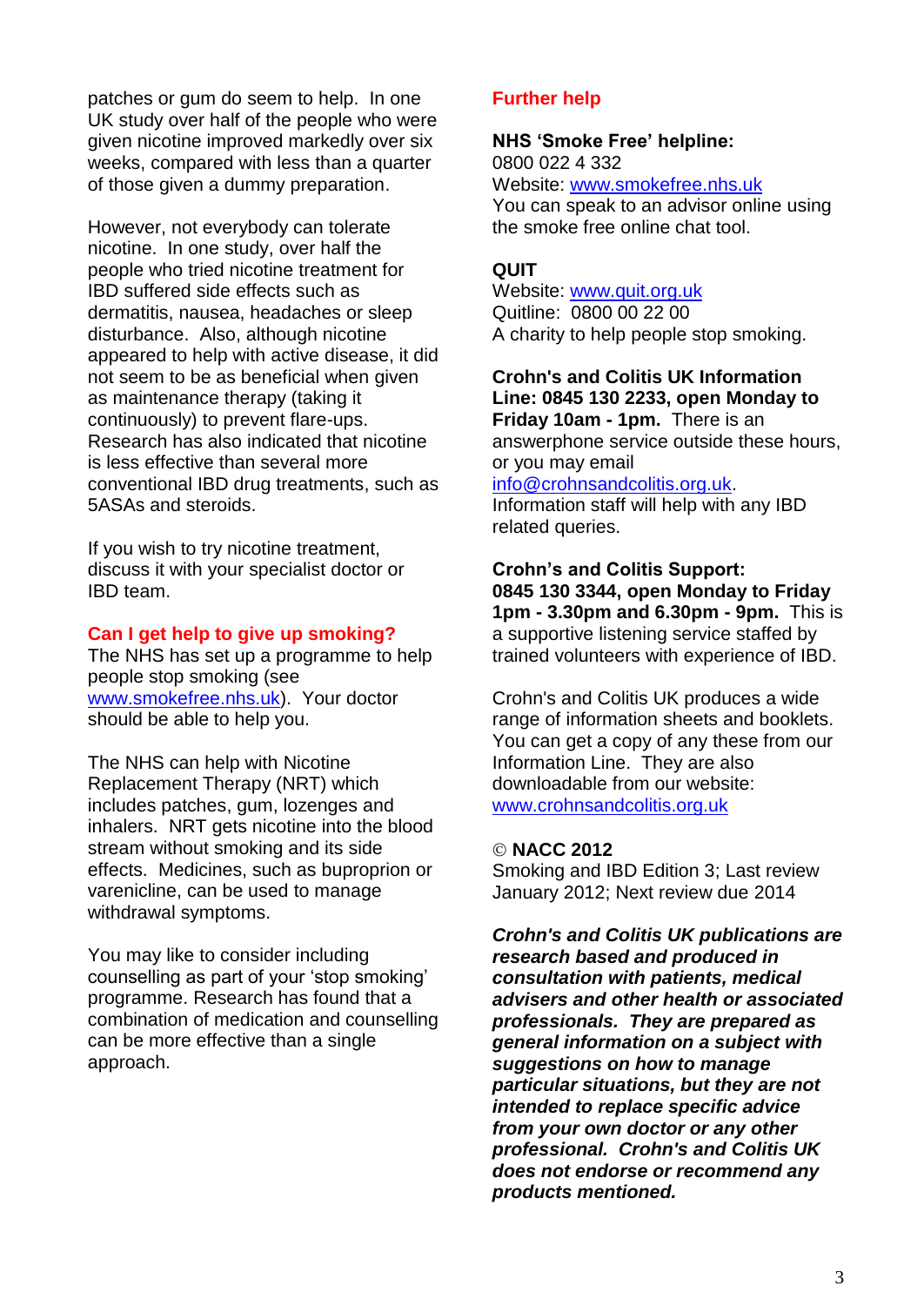patches or gum do seem to help. In one UK study over half of the people who were given nicotine improved markedly over six weeks, compared with less than a quarter of those given a dummy preparation.

However, not everybody can tolerate nicotine. In one study, over half the people who tried nicotine treatment for IBD suffered side effects such as dermatitis, nausea, headaches or sleep disturbance. Also, although nicotine appeared to help with active disease, it did not seem to be as beneficial when given as maintenance therapy (taking it continuously) to prevent flare-ups. Research has also indicated that nicotine is less effective than several more conventional IBD drug treatments, such as 5ASAs and steroids.

If you wish to try nicotine treatment, discuss it with your specialist doctor or IBD team.

## Can I get help to give up smoking?

The NHS has set up a programme to help people stop smoking (see www.smokefree.nhs.uk). Your doctor should be able to help you.

The NHS can help with Nicotine Replacement Therapy (NRT) which includes patches, gum, lozenges and inhalers. NRT gets nicotine into the blood stream without smoking and its side effects. Medicines, such as buproprion or varenicline, can be used to manage withdrawal symptoms.

You may like to consider including counselling as part of your 'stop smoking' programme. Research has found that a combination of medication and counselling can be more effective than a single approach.

## Further help

**NHS 'Smoke Free' helpline:**
0800 022 4 332
Website: www.smokefree.nhs.uk
You can speak to an advisor online using the smoke free online chat tool.

**QUIT**
Website: www.quit.org.uk
Quitline: 0800 00 22 00
A charity to help people stop smoking.

**Crohn's and Colitis UK Information Line: 0845 130 2233, open Monday to Friday 10am - 1pm.** There is an answerphone service outside these hours, or you may email info@crohnsandcolitis.org.uk. Information staff will help with any IBD related queries.

**Crohn's and Colitis Support: 0845 130 3344, open Monday to Friday 1pm - 3.30pm and 6.30pm - 9pm.** This is a supportive listening service staffed by trained volunteers with experience of IBD.

Crohn's and Colitis UK produces a wide range of information sheets and booklets. You can get a copy of any these from our Information Line. They are also downloadable from our website: www.crohnsandcolitis.org.uk

© **NACC 2012**
Smoking and IBD Edition 3; Last review January 2012; Next review due 2014

***Crohn's and Colitis UK publications are research based and produced in consultation with patients, medical advisers and other health or associated professionals. They are prepared as general information on a subject with suggestions on how to manage particular situations, but they are not intended to replace specific advice from your own doctor or any other professional. Crohn's and Colitis UK does not endorse or recommend any products mentioned.***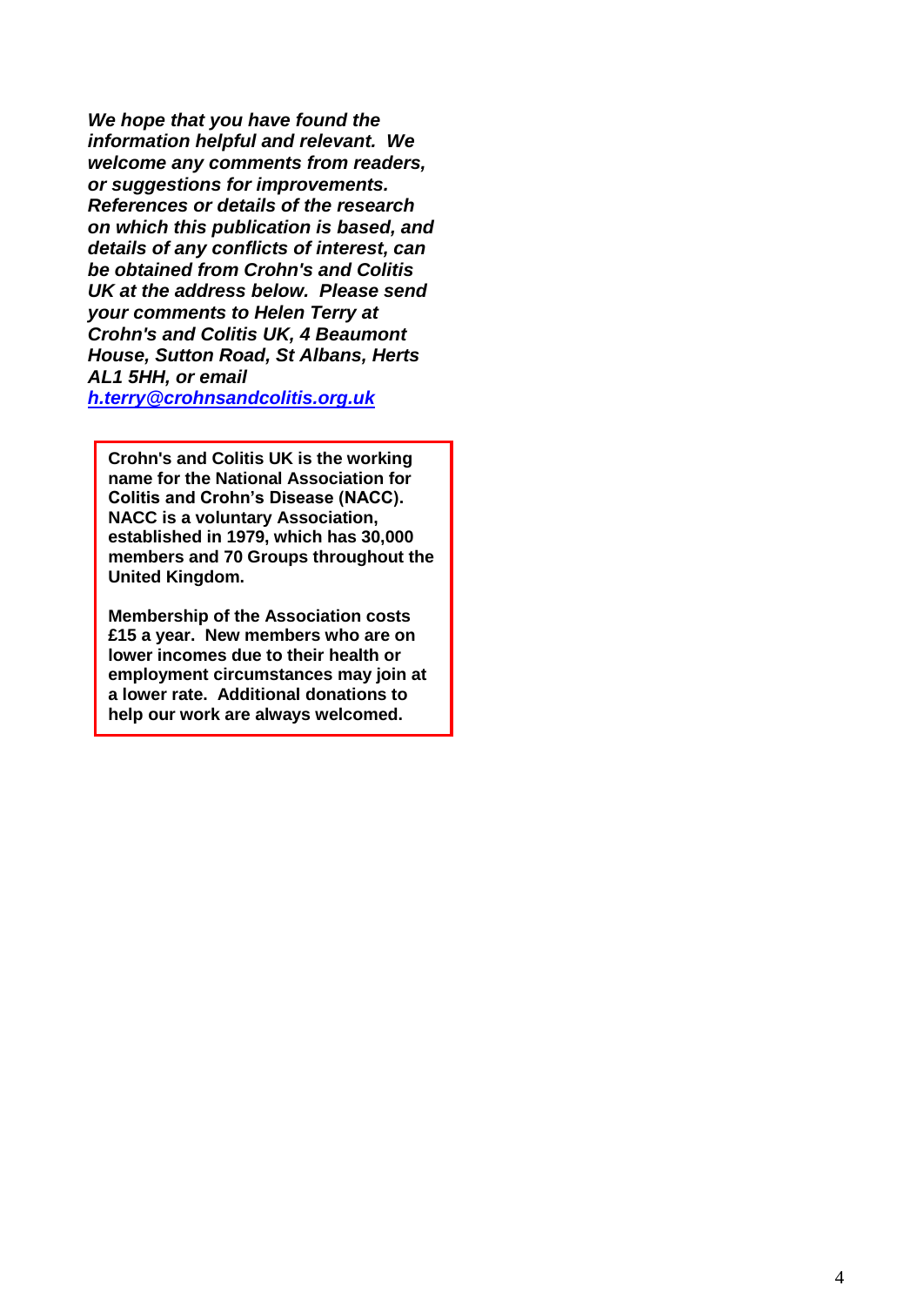***We hope that you have found the information helpful and relevant. We welcome any comments from readers, or suggestions for improvements. References or details of the research on which this publication is based, and details of any conflicts of interest, can be obtained from Crohn's and Colitis UK at the address below. Please send your comments to Helen Terry at Crohn's and Colitis UK, 4 Beaumont House, Sutton Road, St Albans, Herts AL1 5HH, or email [h.terry@crohnsandcolitis.org.uk](mailto:h.terry@crohnsandcolitis.org.uk)***

**Crohn's and Colitis UK is the working name for the National Association for Colitis and Crohn's Disease (NACC). NACC is a voluntary Association, established in 1979, which has 30,000 members and 70 Groups throughout the United Kingdom.**

**Membership of the Association costs £15 a year. New members who are on lower incomes due to their health or employment circumstances may join at a lower rate. Additional donations to help our work are always welcomed.**